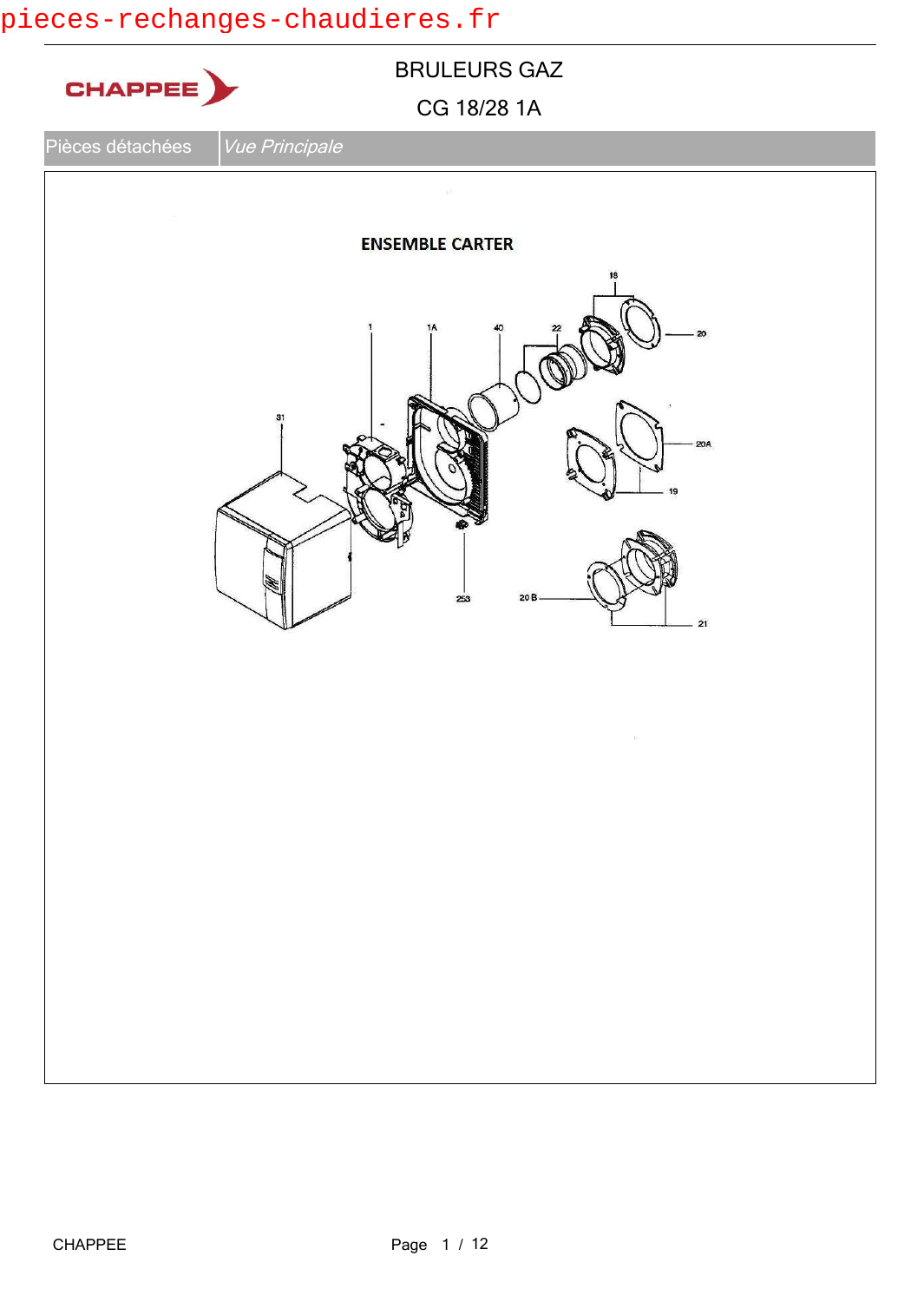pieces-rechanges-chaudieres.fr

CHAPPEE

# BRULEURS GAZ

## CG 18/28 1A

| Pièces détachées | *Vue Principale* |
|---|---|

### ENSEMBLE CARTER

18

1 1A 40 22 20

31

20A

19

253 20 B

21

CHAPPEE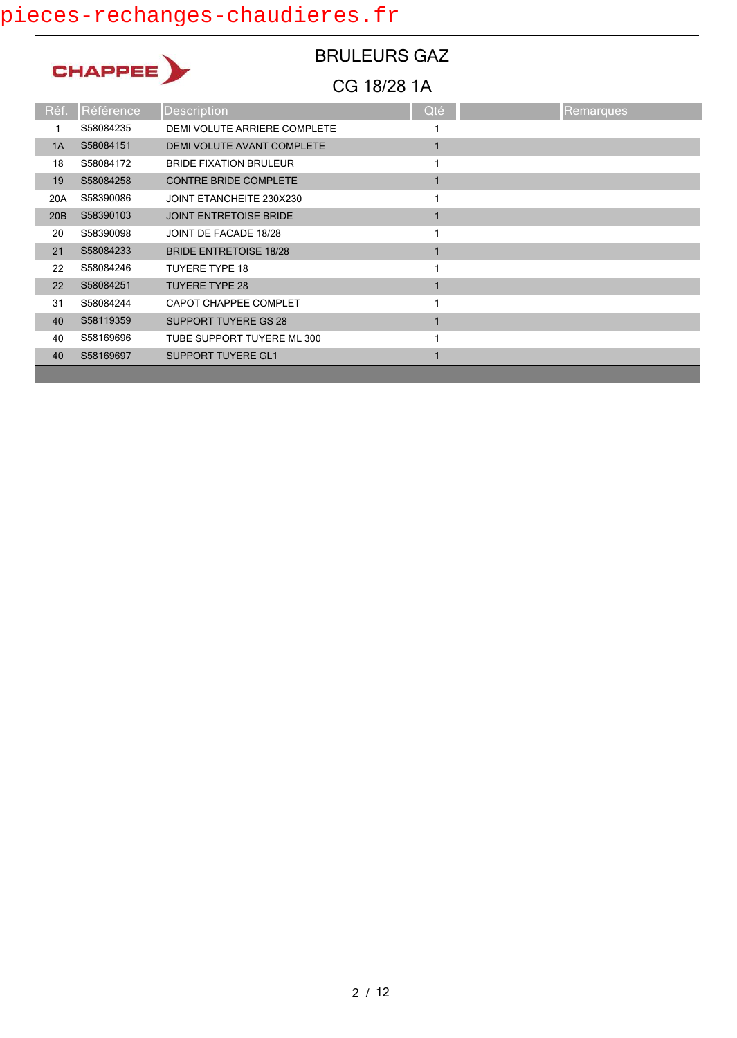pieces-rechanges-chaudieres.fr

CHAPPEE

# BRULEURS GAZ

## CG 18/28 1A

| Réf. | Référence | Description | Qté | | Remarques |
|---|---|---|---|---|---|
| 1 | S58084235 | DEMI VOLUTE ARRIERE COMPLETE | 1 | | |
| 1A | S58084151 | DEMI VOLUTE AVANT COMPLETE | 1 | | |
| 18 | S58084172 | BRIDE FIXATION BRULEUR | 1 | | |
| 19 | S58084258 | CONTRE BRIDE COMPLETE | 1 | | |
| 20A | S58390086 | JOINT ETANCHEITE 230X230 | 1 | | |
| 20B | S58390103 | JOINT ENTRETOISE BRIDE | 1 | | |
| 20 | S58390098 | JOINT DE FACADE 18/28 | 1 | | |
| 21 | S58084233 | BRIDE ENTRETOISE 18/28 | 1 | | |
| 22 | S58084246 | TUYERE TYPE 18 | 1 | | |
| 22 | S58084251 | TUYERE TYPE 28 | 1 | | |
| 31 | S58084244 | CAPOT CHAPPEE COMPLET | 1 | | |
| 40 | S58119359 | SUPPORT TUYERE GS 28 | 1 | | |
| 40 | S58169696 | TUBE SUPPORT TUYERE ML 300 | 1 | | |
| 40 | S58169697 | SUPPORT TUYERE GL1 | 1 | | |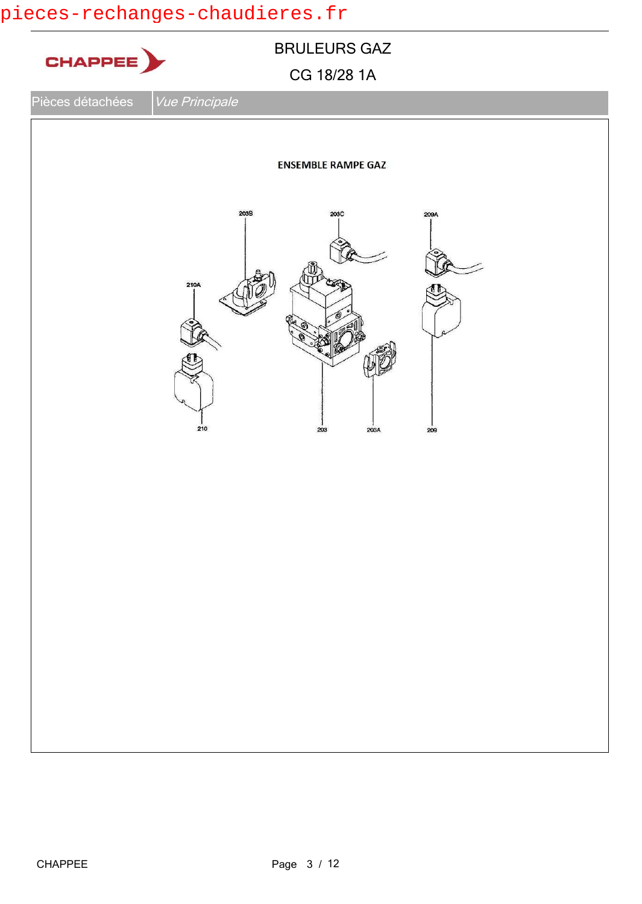pieces-rechanges-chaudieres.fr

CHAPPEE

# BRULEURS GAZ

## CG 18/28 1A

| Pièces détachées | *Vue Principale* |
|---|---|

**ENSEMBLE RAMPE GAZ**

203B
203C
209A
210A
210
203
203A
209

CHAPPEE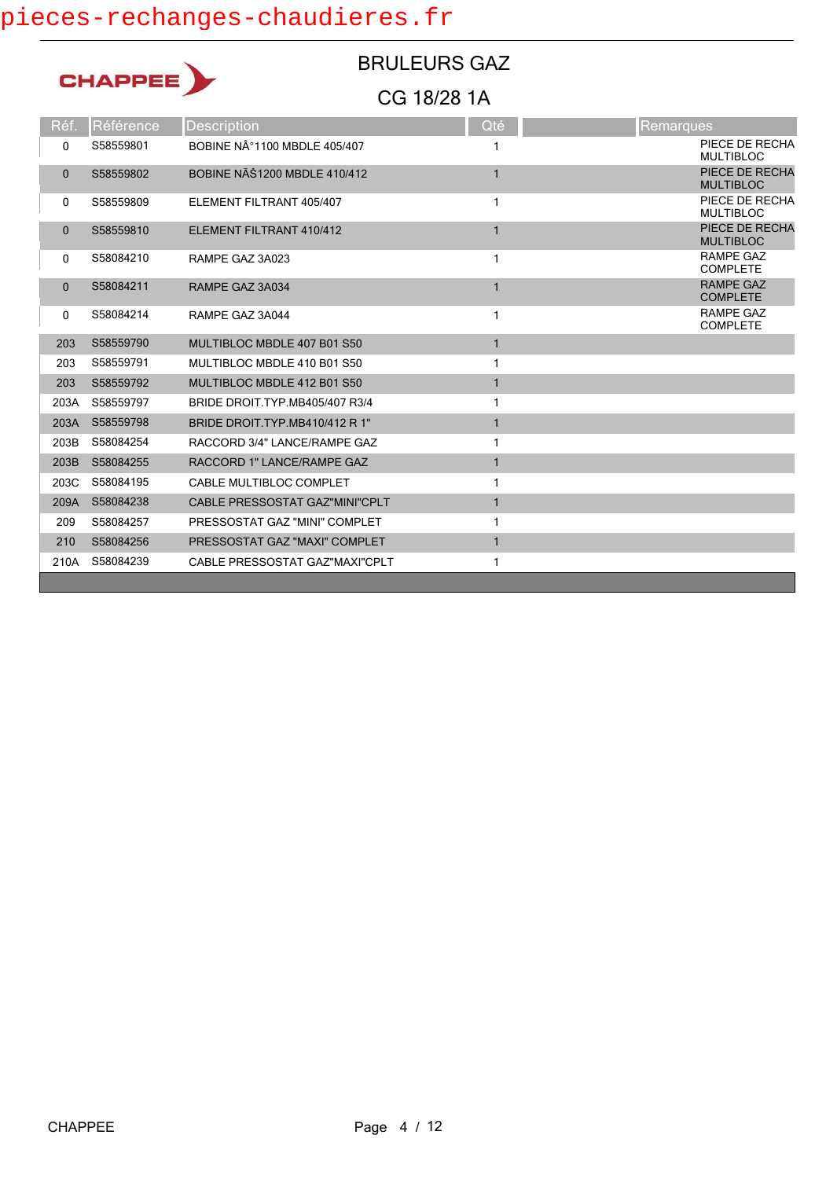CHAPPEE

# BRULEURS GAZ

## CG 18/28 1A

| Réf. | Référence | Description | Qté | | Remarques |
|---|---|---|---|---|---|
| 0 | S58559801 | BOBINE NÂ°1100 MBDLE 405/407 | 1 | | PIECE DE RECHA MULTIBLOC |
| 0 | S58559802 | BOBINE NÃŠ1200 MBDLE 410/412 | 1 | | PIECE DE RECHA MULTIBLOC |
| 0 | S58559809 | ELEMENT FILTRANT 405/407 | 1 | | PIECE DE RECHA MULTIBLOC |
| 0 | S58559810 | ELEMENT FILTRANT 410/412 | 1 | | PIECE DE RECHA MULTIBLOC |
| 0 | S58084210 | RAMPE GAZ 3A023 | 1 | | RAMPE GAZ COMPLETE |
| 0 | S58084211 | RAMPE GAZ 3A034 | 1 | | RAMPE GAZ COMPLETE |
| 0 | S58084214 | RAMPE GAZ 3A044 | 1 | | RAMPE GAZ COMPLETE |
| 203 | S58559790 | MULTIBLOC MBDLE 407 B01 S50 | 1 | | |
| 203 | S58559791 | MULTIBLOC MBDLE 410 B01 S50 | 1 | | |
| 203 | S58559792 | MULTIBLOC MBDLE 412 B01 S50 | 1 | | |
| 203A | S58559797 | BRIDE DROIT.TYP.MB405/407 R3/4 | 1 | | |
| 203A | S58559798 | BRIDE DROIT.TYP.MB410/412 R 1" | 1 | | |
| 203B | S58084254 | RACCORD 3/4" LANCE/RAMPE GAZ | 1 | | |
| 203B | S58084255 | RACCORD 1" LANCE/RAMPE GAZ | 1 | | |
| 203C | S58084195 | CABLE MULTIBLOC COMPLET | 1 | | |
| 209A | S58084238 | CABLE PRESSOSTAT GAZ"MINI"CPLT | 1 | | |
| 209 | S58084257 | PRESSOSTAT GAZ "MINI" COMPLET | 1 | | |
| 210 | S58084256 | PRESSOSTAT GAZ "MAXI" COMPLET | 1 | | |
| 210A | S58084239 | CABLE PRESSOSTAT GAZ"MAXI"CPLT | 1 | | |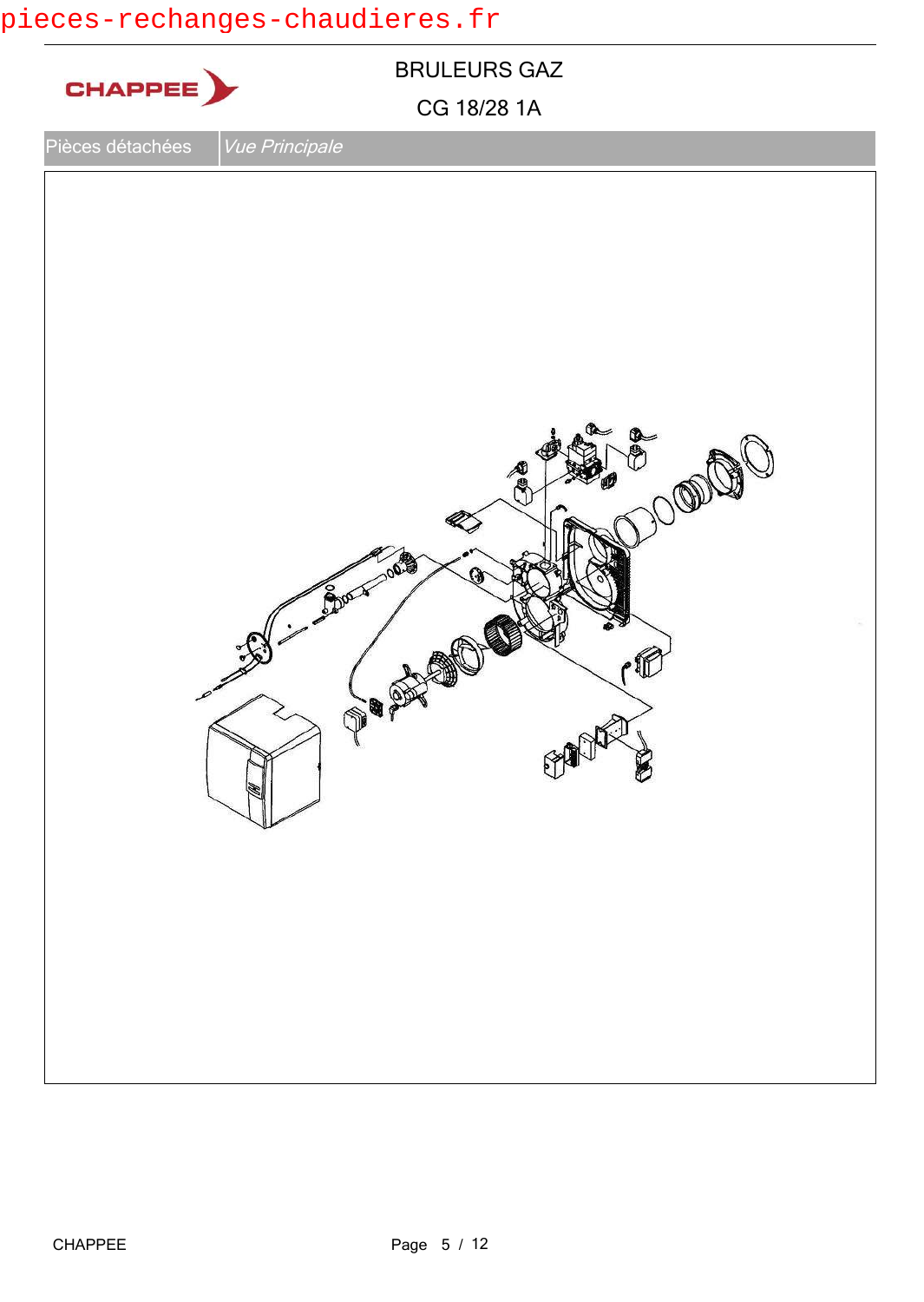BRULEURS GAZ

CG 18/28 1A

| Pièces détachées | *Vue Principale* |
| --- | --- |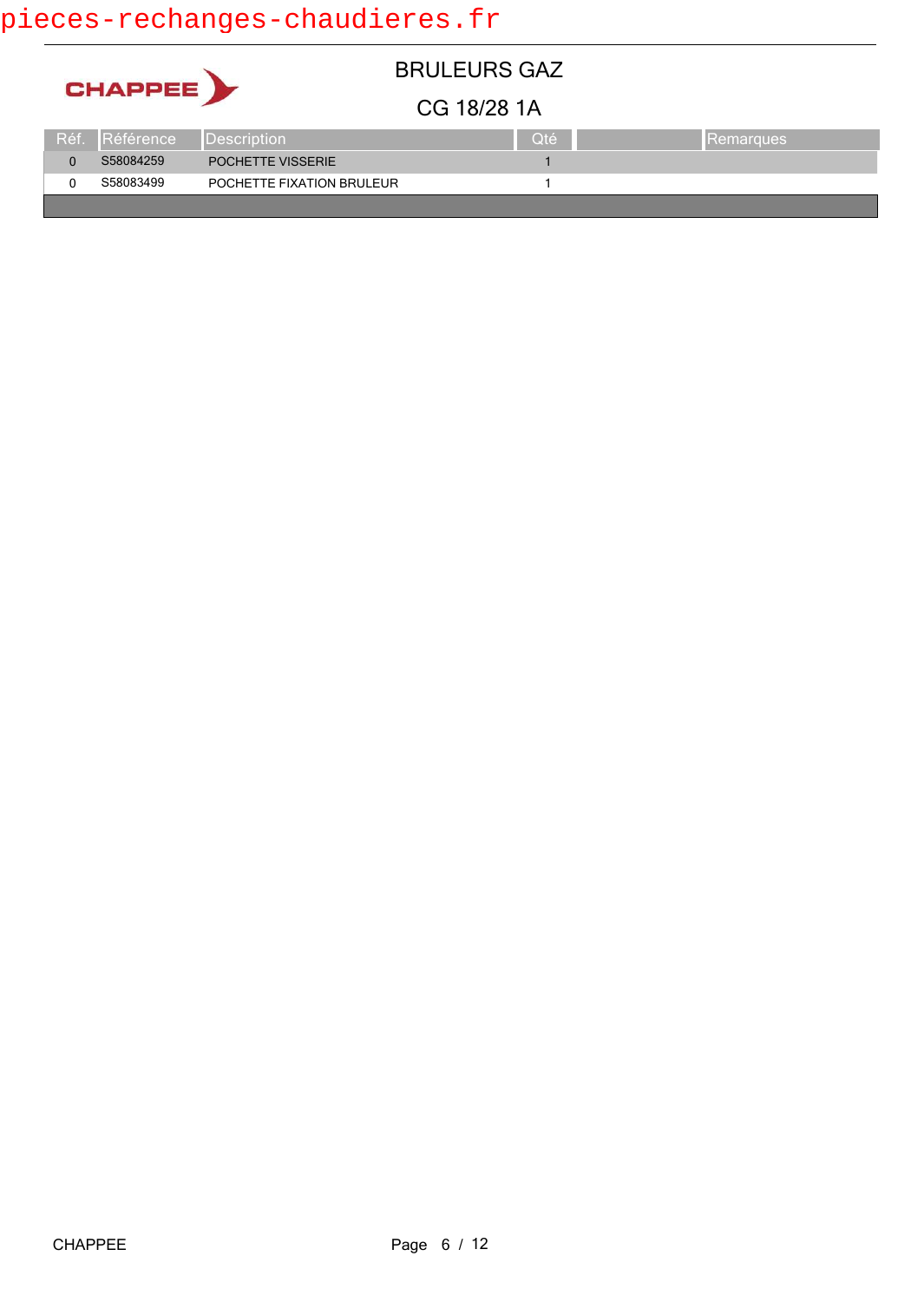# BRULEURS GAZ

## CG 18/28 1A

| Réf. | Référence | Description | Qté | | Remarques |
|---|---|---|---|---|---|
| 0 | S58084259 | POCHETTE VISSERIE | 1 | | |
| 0 | S58083499 | POCHETTE FIXATION BRULEUR | 1 | | |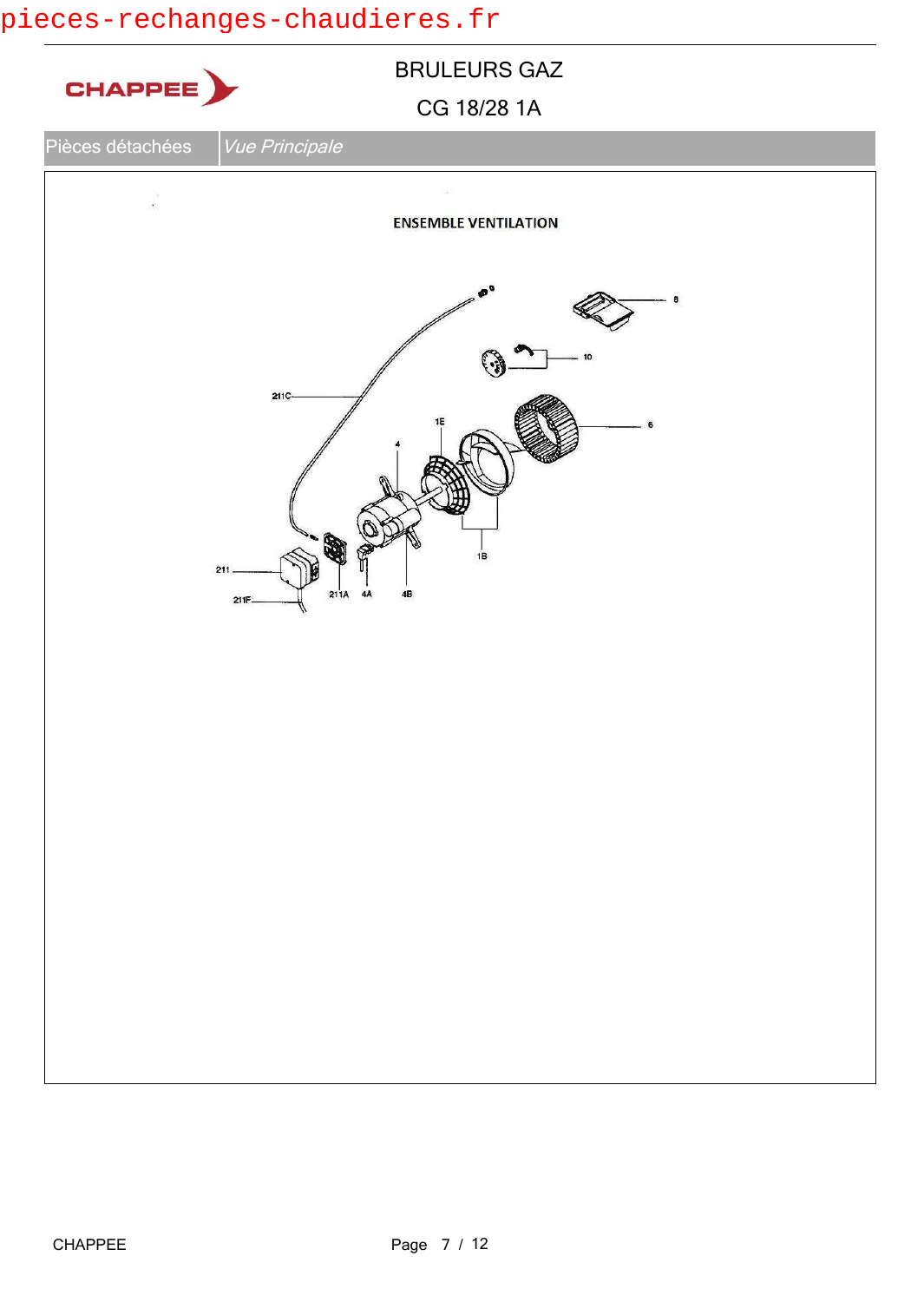pieces-rechanges-chaudieres.fr

CHAPPEE

# BRULEURS GAZ

## CG 18/28 1A

| Pièces détachées | *Vue Principale* |
|---|---|

### ENSEMBLE VENTILATION

8

10

211C

1E

6

4

1B

211

211F

211A

4A

4B

CHAPPEE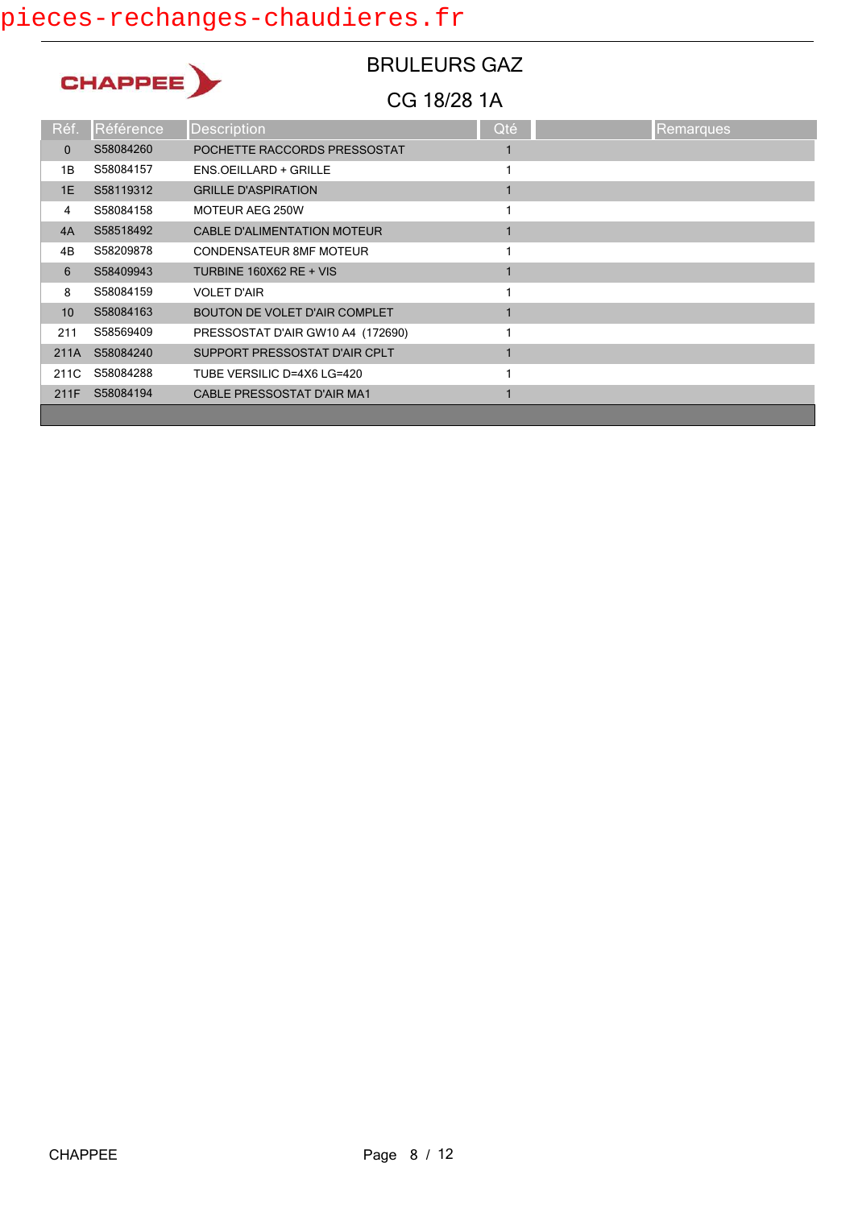# BRULEURS GAZ

## CG 18/28 1A

| Réf. | Référence | Description | Qté | | Remarques |
|---|---|---|---|---|---|
| 0 | S58084260 | POCHETTE RACCORDS PRESSOSTAT | 1 | | |
| 1B | S58084157 | ENS.OEILLARD + GRILLE | 1 | | |
| 1E | S58119312 | GRILLE D'ASPIRATION | 1 | | |
| 4 | S58084158 | MOTEUR AEG 250W | 1 | | |
| 4A | S58518492 | CABLE D'ALIMENTATION MOTEUR | 1 | | |
| 4B | S58209878 | CONDENSATEUR 8MF MOTEUR | 1 | | |
| 6 | S58409943 | TURBINE 160X62 RE + VIS | 1 | | |
| 8 | S58084159 | VOLET D'AIR | 1 | | |
| 10 | S58084163 | BOUTON DE VOLET D'AIR COMPLET | 1 | | |
| 211 | S58569409 | PRESSOSTAT D'AIR GW10 A4 (172690) | 1 | | |
| 211A | S58084240 | SUPPORT PRESSOSTAT D'AIR CPLT | 1 | | |
| 211C | S58084288 | TUBE VERSILIC D=4X6 LG=420 | 1 | | |
| 211F | S58084194 | CABLE PRESSOSTAT D'AIR MA1 | 1 | | |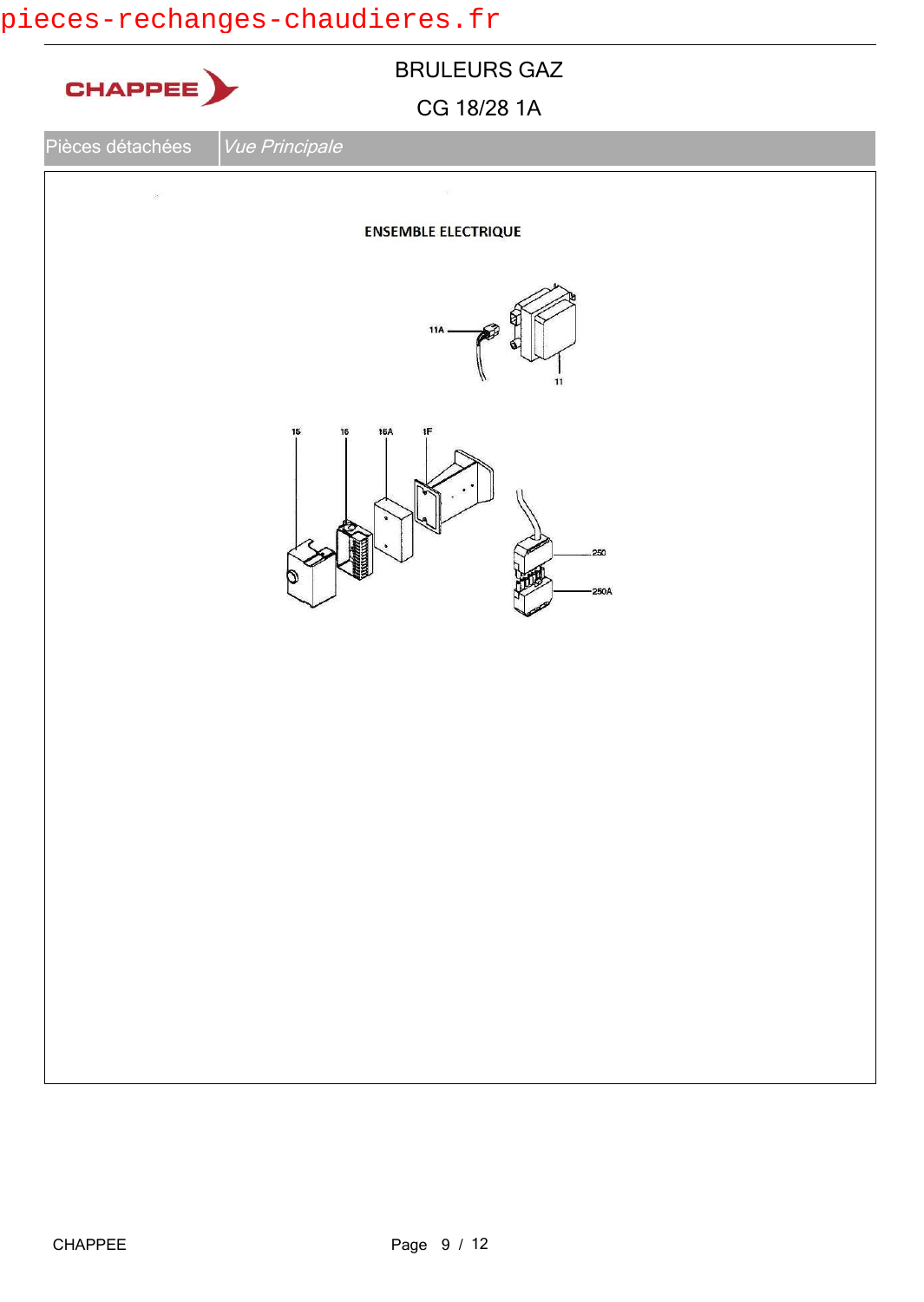# BRULEURS GAZ

## CG 18/28 1A

Pièces détachées | *Vue Principale*

### ENSEMBLE ELECTRIQUE

11A

11

15 16 16A 1F

250

250A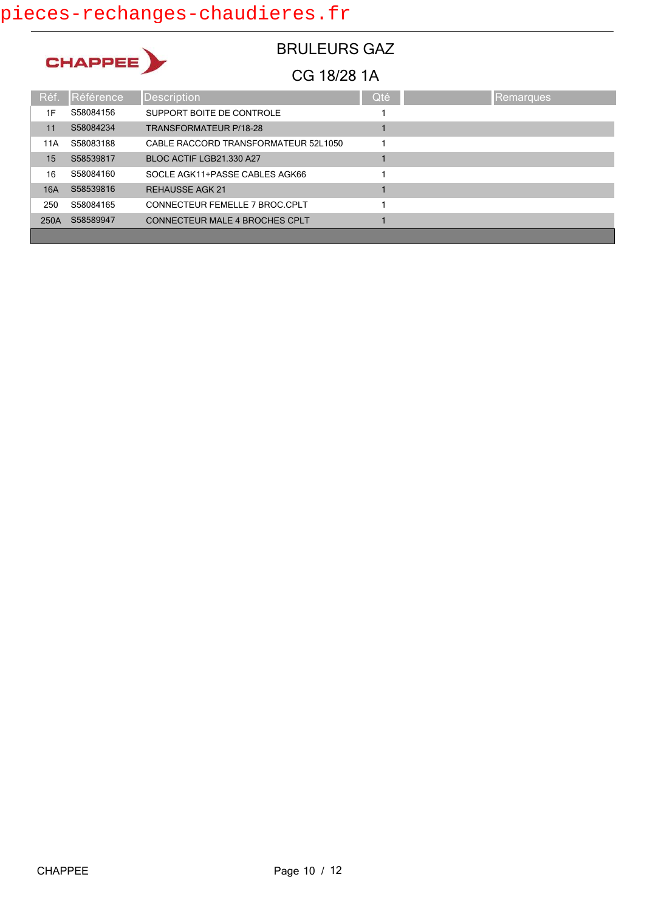# BRULEURS GAZ

## CG 18/28 1A

| Réf. | Référence | Description | Qté | | Remarques |
|---|---|---|---|---|---|
| 1F | S58084156 | SUPPORT BOITE DE CONTROLE | 1 | | |
| 11 | S58084234 | TRANSFORMATEUR P/18-28 | 1 | | |
| 11A | S58083188 | CABLE RACCORD TRANSFORMATEUR 52L1050 | 1 | | |
| 15 | S58539817 | BLOC ACTIF LGB21.330 A27 | 1 | | |
| 16 | S58084160 | SOCLE AGK11+PASSE CABLES AGK66 | 1 | | |
| 16A | S58539816 | REHAUSSE AGK 21 | 1 | | |
| 250 | S58084165 | CONNECTEUR FEMELLE 7 BROC.CPLT | 1 | | |
| 250A | S58589947 | CONNECTEUR MALE 4 BROCHES CPLT | 1 | | |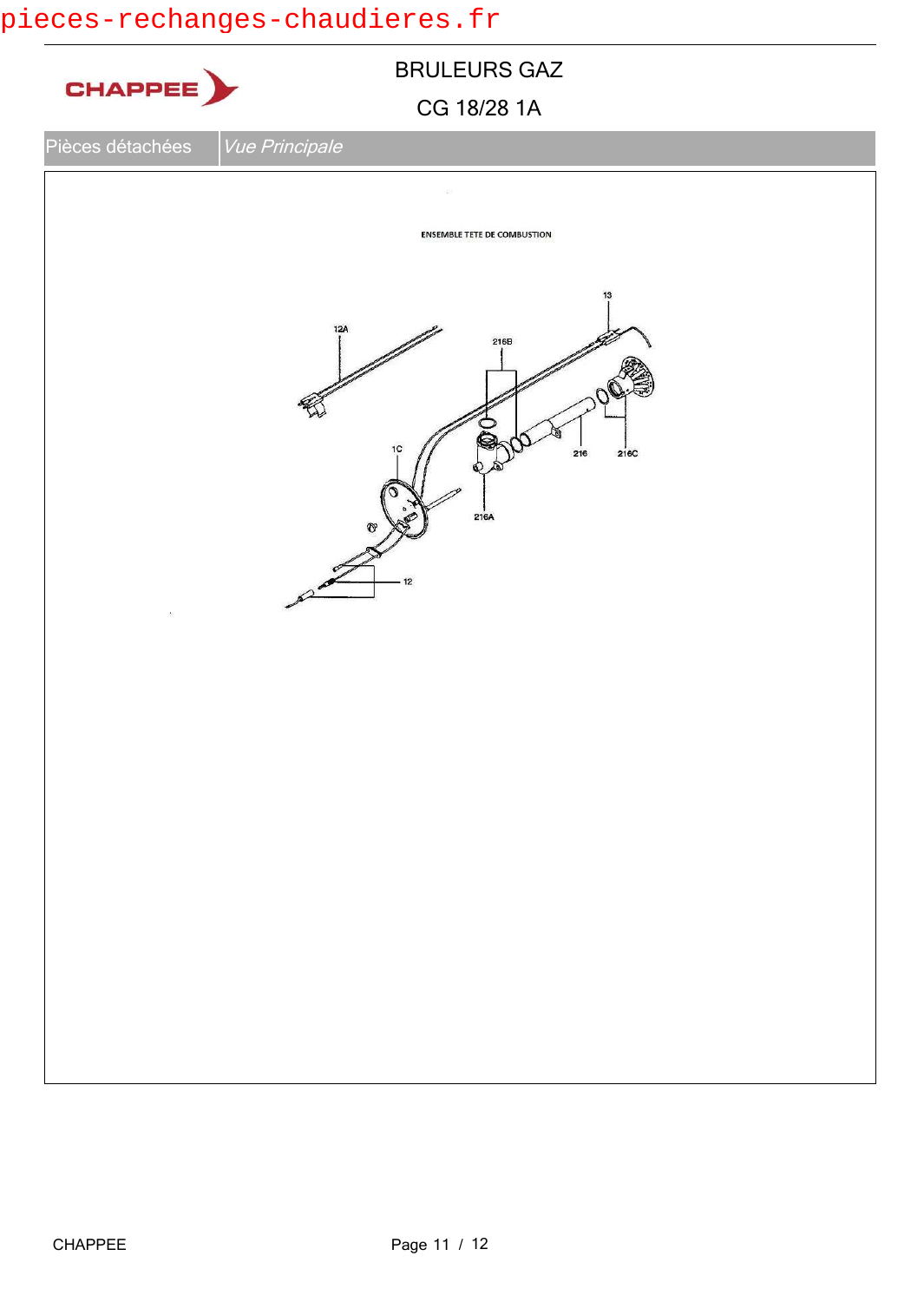# BRULEURS GAZ

## CG 18/28 1A

Pièces détachées | *Vue Principale*

ENSEMBLE TETE DE COMBUSTION

13

12A

216B

1C

216

216C

216A

12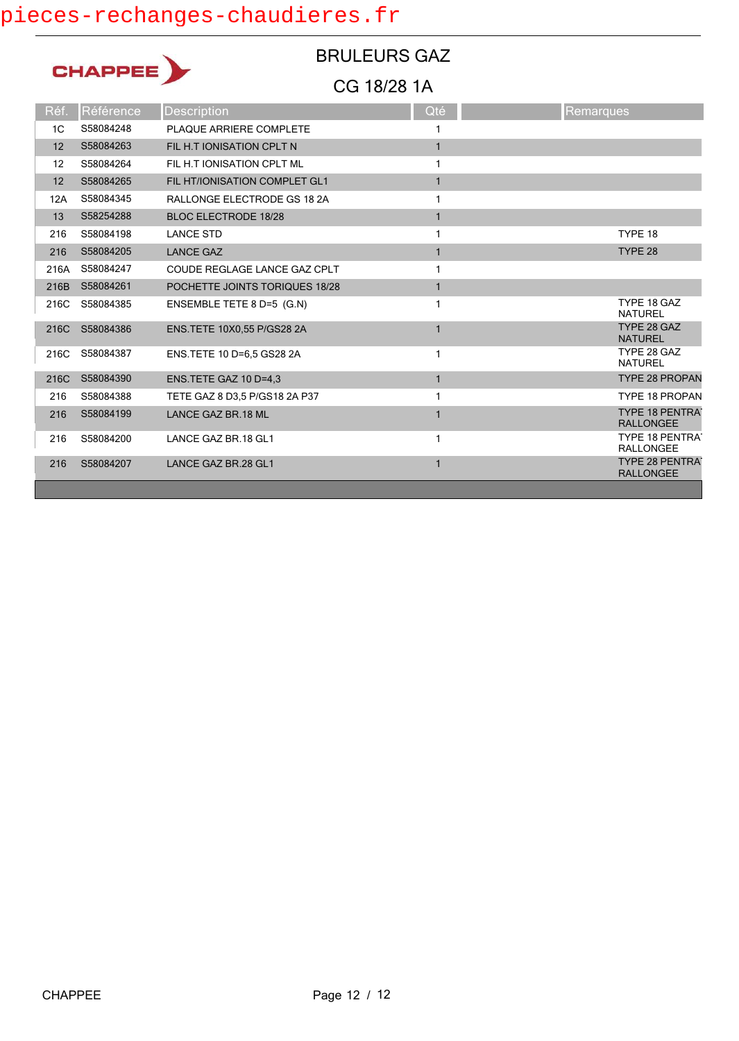# BRULEURS GAZ

## CG 18/28 1A

| Réf. | Référence | Description | Qté | | Remarques |
|---|---|---|---|---|---|
| 1C | S58084248 | PLAQUE ARRIERE COMPLETE | 1 | | |
| 12 | S58084263 | FIL H.T IONISATION CPLT N | 1 | | |
| 12 | S58084264 | FIL H.T IONISATION CPLT ML | 1 | | |
| 12 | S58084265 | FIL HT/IONISATION COMPLET GL1 | 1 | | |
| 12A | S58084345 | RALLONGE ELECTRODE GS 18 2A | 1 | | |
| 13 | S58254288 | BLOC ELECTRODE 18/28 | 1 | | |
| 216 | S58084198 | LANCE STD | 1 | | TYPE 18 |
| 216 | S58084205 | LANCE GAZ | 1 | | TYPE 28 |
| 216A | S58084247 | COUDE REGLAGE LANCE GAZ CPLT | 1 | | |
| 216B | S58084261 | POCHETTE JOINTS TORIQUES 18/28 | 1 | | |
| 216C | S58084385 | ENSEMBLE TETE 8 D=5 (G.N) | 1 | | TYPE 18 GAZ NATUREL |
| 216C | S58084386 | ENS.TETE 10X0,55 P/GS28 2A | 1 | | TYPE 28 GAZ NATUREL |
| 216C | S58084387 | ENS.TETE 10 D=6,5 GS28 2A | 1 | | TYPE 28 GAZ NATUREL |
| 216C | S58084390 | ENS.TETE GAZ 10 D=4,3 | 1 | | TYPE 28 PROPAN |
| 216 | S58084388 | TETE GAZ 8 D3,5 P/GS18 2A P37 | 1 | | TYPE 18 PROPAN |
| 216 | S58084199 | LANCE GAZ BR.18 ML | 1 | | TYPE 18 PENTRA RALLONGEE |
| 216 | S58084200 | LANCE GAZ BR.18 GL1 | 1 | | TYPE 18 PENTRA RALLONGEE |
| 216 | S58084207 | LANCE GAZ BR.28 GL1 | 1 | | TYPE 28 PENTRA RALLONGEE |